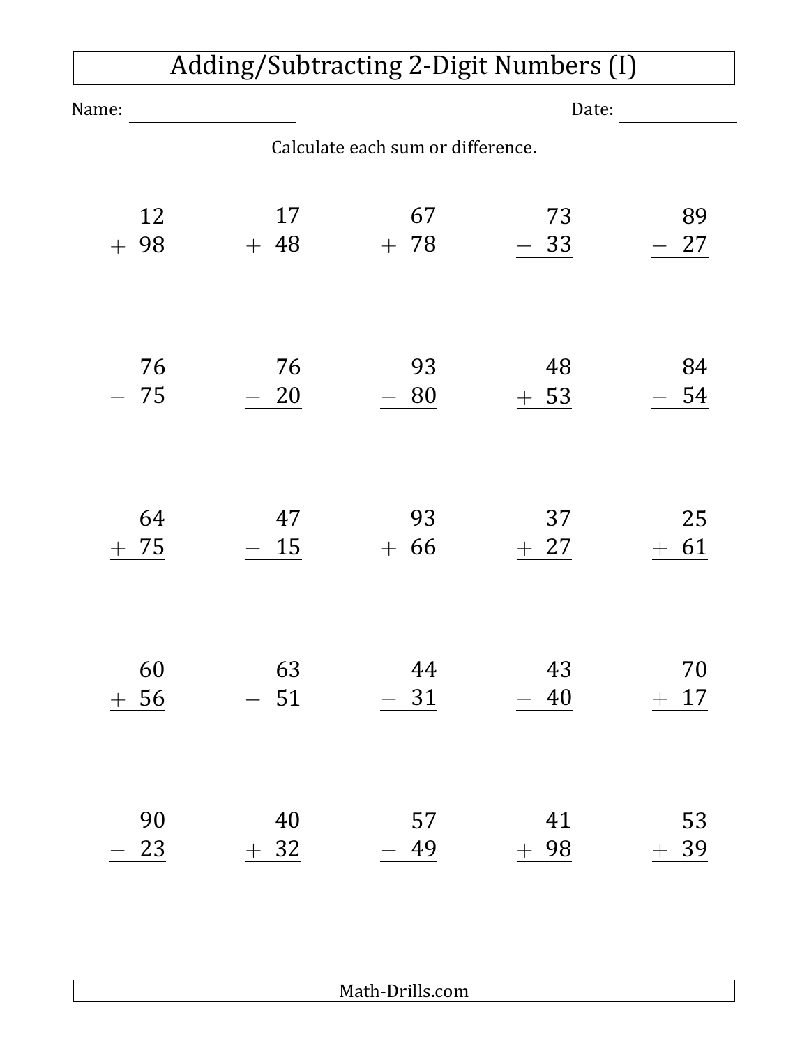# Adding/Subtracting 2-Digit Numbers (I)

Name: ______________________ Date: ______________

Calculate each sum or difference.

| | | | | |
|---|---|---|---|---|
| $\begin{array}{r} 12 \\ +\ 98 \\ \hline \end{array}$ | $\begin{array}{r} 17 \\ +\ 48 \\ \hline \end{array}$ | $\begin{array}{r} 67 \\ +\ 78 \\ \hline \end{array}$ | $\begin{array}{r} 73 \\ -\ 33 \\ \hline \end{array}$ | $\begin{array}{r} 89 \\ -\ 27 \\ \hline \end{array}$ |
| $\begin{array}{r} 76 \\ -\ 75 \\ \hline \end{array}$ | $\begin{array}{r} 76 \\ -\ 20 \\ \hline \end{array}$ | $\begin{array}{r} 93 \\ -\ 80 \\ \hline \end{array}$ | $\begin{array}{r} 48 \\ +\ 53 \\ \hline \end{array}$ | $\begin{array}{r} 84 \\ -\ 54 \\ \hline \end{array}$ |
| $\begin{array}{r} 64 \\ +\ 75 \\ \hline \end{array}$ | $\begin{array}{r} 47 \\ -\ 15 \\ \hline \end{array}$ | $\begin{array}{r} 93 \\ +\ 66 \\ \hline \end{array}$ | $\begin{array}{r} 37 \\ +\ 27 \\ \hline \end{array}$ | $\begin{array}{r} 25 \\ +\ 61 \\ \hline \end{array}$ |
| $\begin{array}{r} 60 \\ +\ 56 \\ \hline \end{array}$ | $\begin{array}{r} 63 \\ -\ 51 \\ \hline \end{array}$ | $\begin{array}{r} 44 \\ -\ 31 \\ \hline \end{array}$ | $\begin{array}{r} 43 \\ -\ 40 \\ \hline \end{array}$ | $\begin{array}{r} 70 \\ +\ 17 \\ \hline \end{array}$ |
| $\begin{array}{r} 90 \\ -\ 23 \\ \hline \end{array}$ | $\begin{array}{r} 40 \\ +\ 32 \\ \hline \end{array}$ | $\begin{array}{r} 57 \\ -\ 49 \\ \hline \end{array}$ | $\begin{array}{r} 41 \\ +\ 98 \\ \hline \end{array}$ | $\begin{array}{r} 53 \\ +\ 39 \\ \hline \end{array}$ |

Math-Drills.com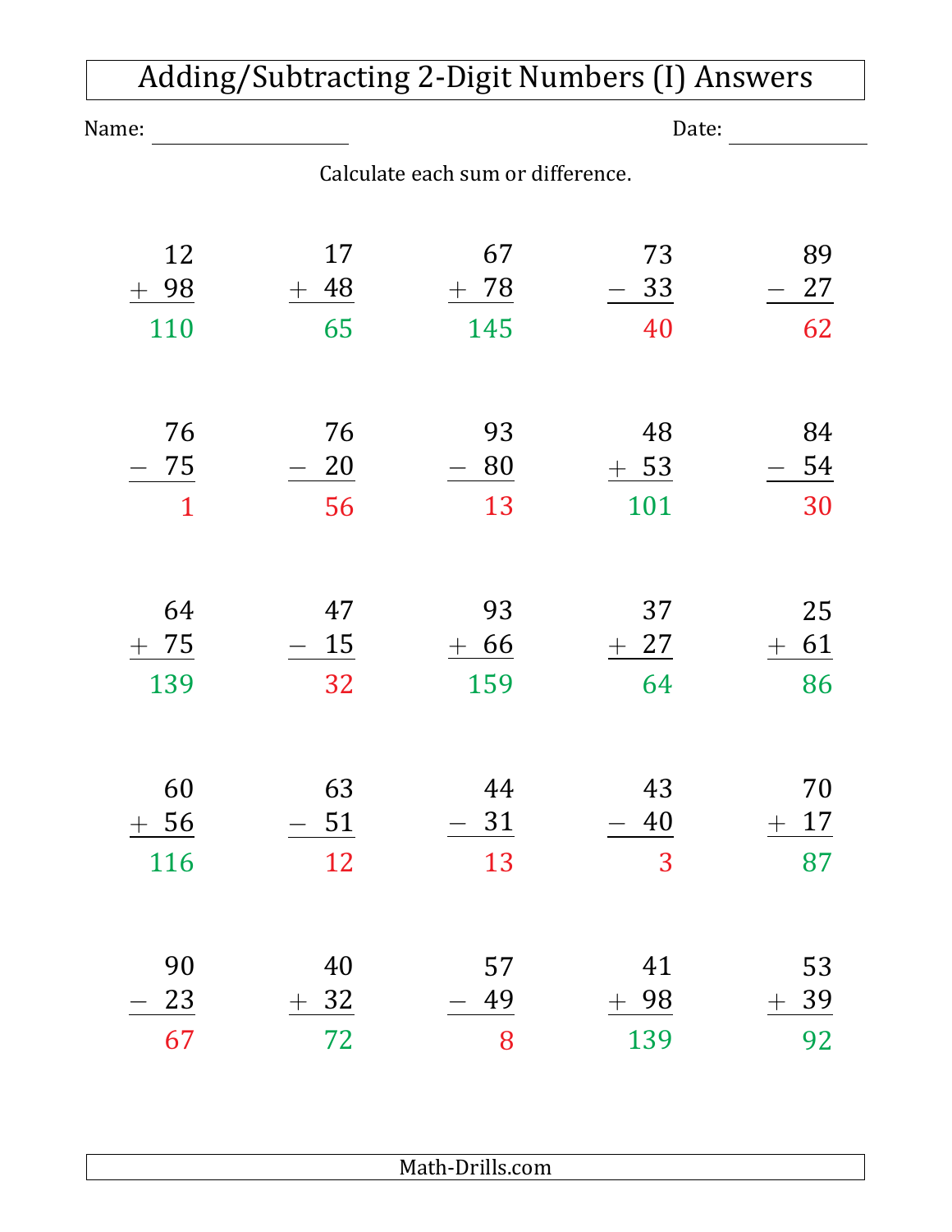# Adding/Subtracting 2-Digit Numbers (I) Answers

Name: \_\_\_\_\_\_\_\_\_\_\_\_\_\_\_\_\_\_ Date: \_\_\_\_\_\_\_\_\_\_\_\_

Calculate each sum or difference.

| | | | | |
|---|---|---|---|---|
| $12 + 98 = 110$ | $17 + 48 = 65$ | $67 + 78 = 145$ | $73 - 33 = 40$ | $89 - 27 = 62$ |
| $76 - 75 = 1$ | $76 - 20 = 56$ | $93 - 80 = 13$ | $48 + 53 = 101$ | $84 - 54 = 30$ |
| $64 + 75 = 139$ | $47 - 15 = 32$ | $93 + 66 = 159$ | $37 + 27 = 64$ | $25 + 61 = 86$ |
| $60 + 56 = 116$ | $63 - 51 = 12$ | $44 - 31 = 13$ | $43 - 40 = 3$ | $70 + 17 = 87$ |
| $90 - 23 = 67$ | $40 + 32 = 72$ | $57 - 49 = 8$ | $41 + 98 = 139$ | $53 + 39 = 92$ |

Math-Drills.com